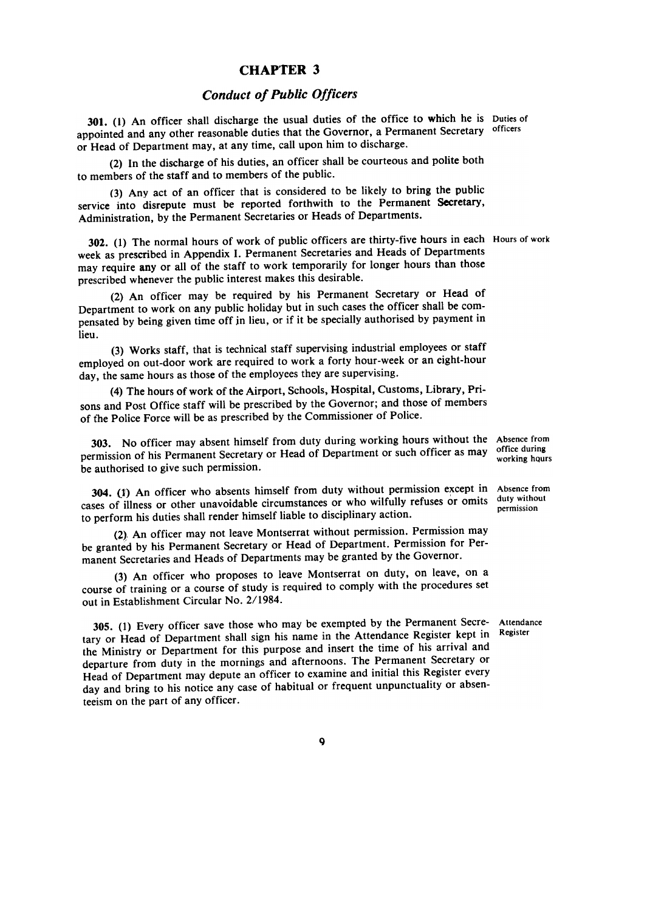# CHAPTER 3

## *Conduct of Public Officers*

**301.** (1) An officer shall discharge the usual duties of the office to which he is appointed and any other reasonable duties that the Governor, a Permanent Secretary or Head of Department may, at any time, call upon him to discharge.

Duties of officers

(2) In the discharge of his duties, an officer shall be courteous and polite both to members of the staff and to members of the public.

(3) Any act of an officer that is considered to be likely to bring the public service into disrepute must be reported forthwith to the Permanent Secretary, Administration, by the Permanent Secretaries or Heads of Departments.

**302.** (1) The normal hours of work of public officers are thirty-five hours in each week as prescribed in Appendix I. Permanent Secretaries and Heads of Departments may require any or all of the staff to work temporarily for longer hours than those prescribed whenever the public interest makes this desirable.

Hours of work

(2) An officer may be required by his Permanent Secretary or Head of Department to work on any public holiday but in such cases the officer shall be compensated by being given time off in lieu, or if it be specially authorised by payment in lieu.

(3) Works staff, that is technical staff supervising industrial employees or staff employed on out-door work are required to work a forty hour-week or an eight-hour day, the same hours as those of the employees they are supervising.

(4) The hours of work of the Airport, Schools, Hospital, Customs, Library, Prisons and Post Office staff will be prescribed by the Governor; and those of members of the Police Force will be as prescribed by the Commissioner of Police.

**303.** No officer may absent himself from duty during working hours without the permission of his Permanent Secretary or Head of Department or such officer as may be authorised to give such permission.

Absence from office during working hours

**304.** (1) An officer who absents himself from duty without permission except in cases of illness or other unavoidable circumstances or who wilfully refuses or omits to perform his duties shall render himself liable to disciplinary action.

Absence from duty without permission

(2) An officer may not leave Montserrat without permission. Permission may be granted by his Permanent Secretary or Head of Department. Permission for Permanent Secretaries and Heads of Departments may be granted by the Governor.

(3) An officer who proposes to leave Montserrat on duty, on leave, on a course of training or a course of study is required to comply with the procedures set out in Establishment Circular No. 2/1984.

**305.** (1) Every officer save those who may be exempted by the Permanent Secretary or Head of Department shall sign his name in the Attendance Register kept in the Ministry or Department for this purpose and insert the time of his arrival and departure from duty in the mornings and afternoons. The Permanent Secretary or Head of Department may depute an officer to examine and initial this Register every day and bring to his notice any case of habitual or frequent unpunctuality or absenteeism on the part of any officer.

Attendance Register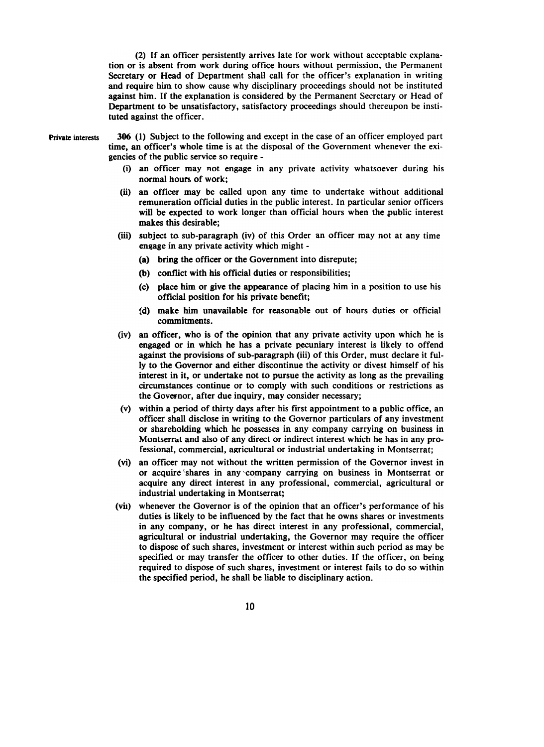(2) If an officer persistently arrives late for work without acceptable explanation or is absent from work during office hours without permission, the Permanent Secretary or Head of Department shall call for the officer's explanation in writing and require him to show cause why disciplinary proceedings should not be instituted against him. If the explanation is considered by the Permanent Secretary or Head of Department to be unsatisfactory, satisfactory proceedings should thereupon be instituted against the officer.

**Private interests**

306 (1) Subject to the following and except in the case of an officer employed part time, an officer's whole time is at the disposal of the Government whenever the exigencies of the public service so require -

- (i) an officer may not engage in any private activity whatsoever during his normal hours of work;
- (ii) an officer may be called upon any time to undertake without additional remuneration official duties in the public interest. In particular senior officers will be expected to work longer than official hours when the public interest makes this desirable;
- (iii) subject to sub-paragraph (iv) of this Order an officer may not at any time engage in any private activity which might -
  - (a) bring the officer or the Government into disrepute;
  - (b) conflict with his official duties or responsibilities;
  - (c) place him or give the appearance of placing him in a position to use his official position for his private benefit;
  - (d) make him unavailable for reasonable out of hours duties or official commitments.
- (iv) an officer, who is of the opinion that any private activity upon which he is engaged or in which he has a private pecuniary interest is likely to offend against the provisions of sub-paragraph (iii) of this Order, must declare it fully to the Governor and either discontinue the activity or divest himself of his interest in it, or undertake not to pursue the activity as long as the prevailing circumstances continue or to comply with such conditions or restrictions as the Governor, after due inquiry, may consider necessary;
- (v) within a period of thirty days after his first appointment to a public office, an officer shall disclose in writing to the Governor particulars of any investment or shareholding which he possesses in any company carrying on business in Montserrat and also of any direct or indirect interest which he has in any professional, commercial, agricultural or industrial undertaking in Montserrat;
- (vi) an officer may not without the written permission of the Governor invest in or acquire shares in any company carrying on business in Montserrat or acquire any direct interest in any professional, commercial, agricultural or industrial undertaking in Montserrat;
- (vii) whenever the Governor is of the opinion that an officer's performance of his duties is likely to be influenced by the fact that he owns shares or investments in any company, or he has direct interest in any professional, commercial, agricultural or industrial undertaking, the Governor may require the officer to dispose of such shares, investment or interest within such period as may be specified or may transfer the officer to other duties. If the officer, on being required to dispose of such shares, investment or interest fails to do so within the specified period, he shall be liable to disciplinary action.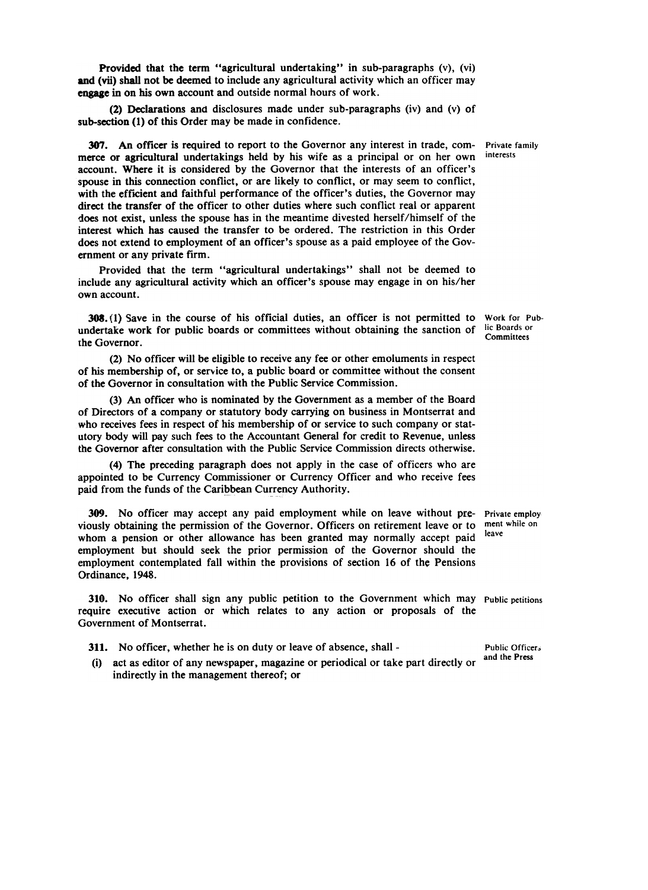Provided that the term "agricultural undertaking" in sub-paragraphs (v), (vi) and (vii) shall not be deemed to include any agricultural activity which an officer may engage in on his own account and outside normal hours of work.

(2) Declarations and disclosures made under sub-paragraphs (iv) and (v) of sub-section (1) of this Order may be made in confidence.

**Private family interests**

**307.** An officer is required to report to the Governor any interest in trade, commerce or agricultural undertakings held by his wife as a principal or on her own account. Where it is considered by the Governor that the interests of an officer's spouse in this connection conflict, or are likely to conflict, or may seem to conflict, with the efficient and faithful performance of the officer's duties, the Governor may direct the transfer of the officer to other duties where such conflict real or apparent does not exist, unless the spouse has in the meantime divested herself/himself of the interest which has caused the transfer to be ordered. The restriction in this Order does not extend to employment of an officer's spouse as a paid employee of the Government or any private firm.

Provided that the term "agricultural undertakings" shall not be deemed to include any agricultural activity which an officer's spouse may engage in on his/her own account.

**Work for Public Boards or Committees**

**308.** (1) Save in the course of his official duties, an officer is not permitted to undertake work for public boards or committees without obtaining the sanction of the Governor.

(2) No officer will be eligible to receive any fee or other emoluments in respect of his membership of, or service to, a public board or committee without the consent of the Governor in consultation with the Public Service Commission.

(3) An officer who is nominated by the Government as a member of the Board of Directors of a company or statutory body carrying on business in Montserrat and who receives fees in respect of his membership of or service to such company or statutory body will pay such fees to the Accountant General for credit to Revenue, unless the Governor after consultation with the Public Service Commission directs otherwise.

(4) The preceding paragraph does not apply in the case of officers who are appointed to be Currency Commissioner or Currency Officer and who receive fees paid from the funds of the Caribbean Currency Authority.

**Private employment while on leave**

**309.** No officer may accept any paid employment while on leave without previously obtaining the permission of the Governor. Officers on retirement leave or to whom a pension or other allowance has been granted may normally accept paid employment but should seek the prior permission of the Governor should the employment contemplated fall within the provisions of section 16 of the Pensions Ordinance, 1948.

**Public petitions**

**310.** No officer shall sign any public petition to the Government which may require executive action or which relates to any action or proposals of the Government of Montserrat.

**Public Officers and the Press**

**311.** No officer, whether he is on duty or leave of absence, shall -

(i) act as editor of any newspaper, magazine or periodical or take part directly or indirectly in the management thereof; or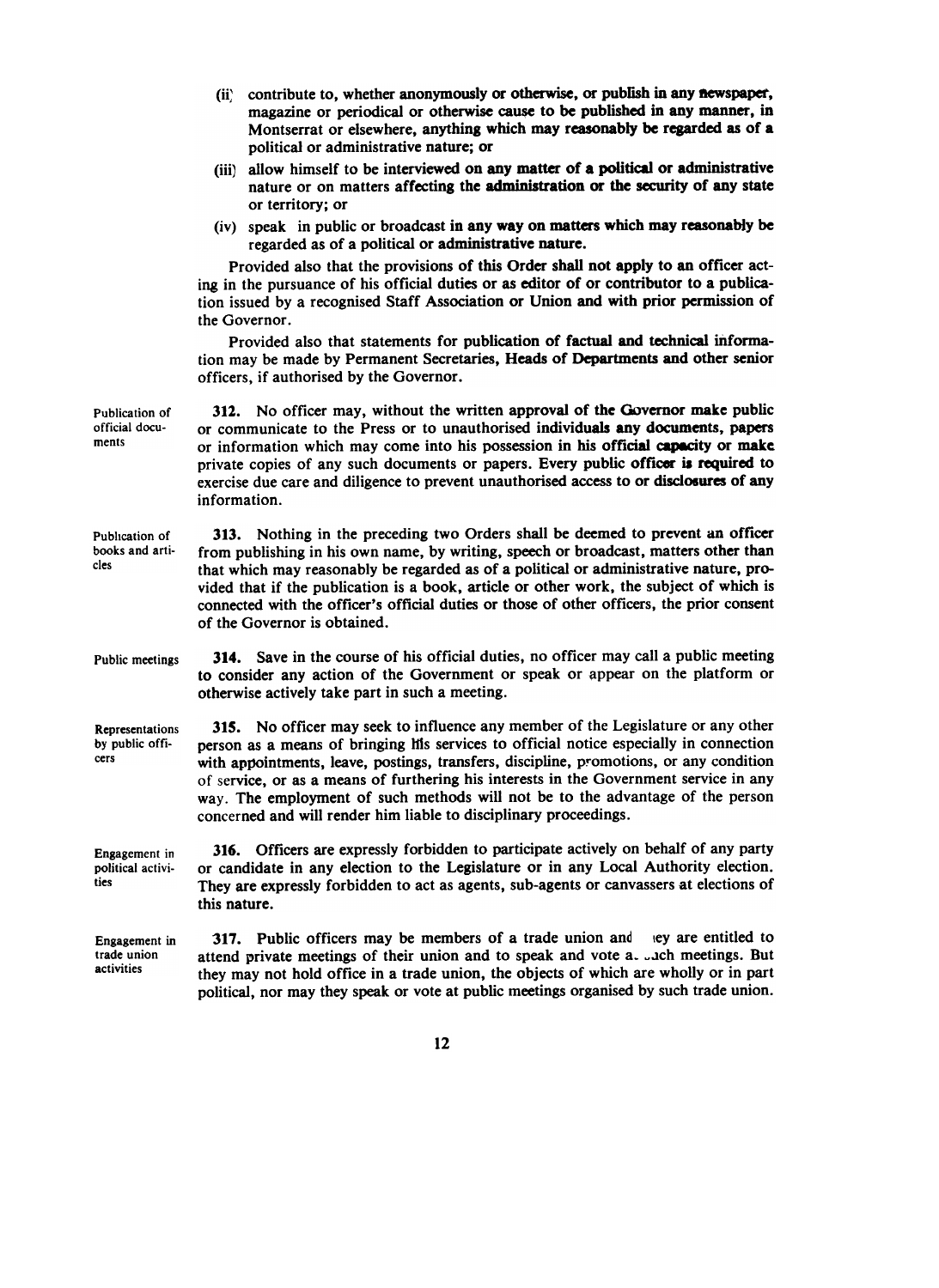(ii) contribute to, whether anonymously or otherwise, or publish in any newspaper, magazine or periodical or otherwise cause to be published in any manner, in Montserrat or elsewhere, anything which may reasonably be regarded as of a political or administrative nature; or

(iii) allow himself to be interviewed on any matter of a political or administrative nature or on matters affecting the administration or the security of any state or territory; or

(iv) speak in public or broadcast in any way on matters which may reasonably be regarded as of a political or administrative nature.

Provided also that the provisions of this Order shall not apply to an officer acting in the pursuance of his official duties or as editor of or contributor to a publication issued by a recognised Staff Association or Union and with prior permission of the Governor.

Provided also that statements for publication of factual and technical information may be made by Permanent Secretaries, Heads of Departments and other senior officers, if authorised by the Governor.

*Publication of official documents*

**312.** No officer may, without the written approval of the Governor make public or communicate to the Press or to unauthorised individuals any documents, papers or information which may come into his possession in his official capacity or make private copies of any such documents or papers. Every public officer is required to exercise due care and diligence to prevent unauthorised access to or disclosures of any information.

*Publication of books and articles*

**313.** Nothing in the preceding two Orders shall be deemed to prevent an officer from publishing in his own name, by writing, speech or broadcast, matters other than that which may reasonably be regarded as of a political or administrative nature, provided that if the publication is a book, article or other work, the subject of which is connected with the officer's official duties or those of other officers, the prior consent of the Governor is obtained.

*Public meetings*

**314.** Save in the course of his official duties, no officer may call a public meeting to consider any action of the Government or speak or appear on the platform or otherwise actively take part in such a meeting.

*Representations by public officers*

**315.** No officer may seek to influence any member of the Legislature or any other person as a means of bringing his services to official notice especially in connection with appointments, leave, postings, transfers, discipline, promotions, or any condition of service, or as a means of furthering his interests in the Government service in any way. The employment of such methods will not be to the advantage of the person concerned and will render him liable to disciplinary proceedings.

*Engagement in political activities*

**316.** Officers are expressly forbidden to participate actively on behalf of any party or candidate in any election to the Legislature or in any Local Authority election. They are expressly forbidden to act as agents, sub-agents or canvassers at elections of this nature.

*Engagement in trade union activities*

**317.** Public officers may be members of a trade union and they are entitled to attend private meetings of their union and to speak and vote at such meetings. But they may not hold office in a trade union, the objects of which are wholly or in part political, nor may they speak or vote at public meetings organised by such trade union.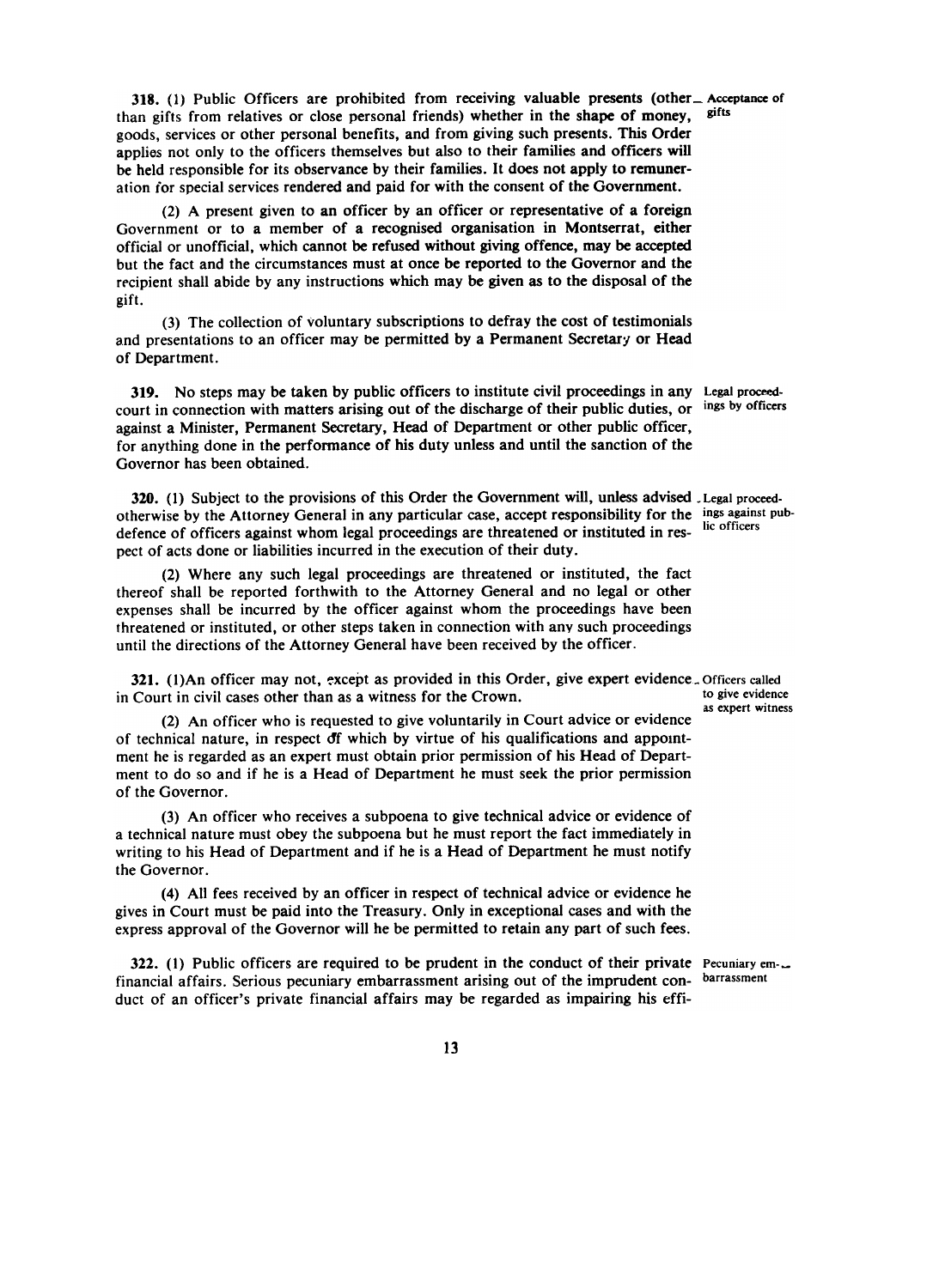**318.** (1) Public Officers are prohibited from receiving valuable presents (other than gifts from relatives or close personal friends) whether in the shape of money, goods, services or other personal benefits, and from giving such presents. This Order applies not only to the officers themselves but also to their families and officers will be held responsible for its observance by their families. It does not apply to remuneration for special services rendered and paid for with the consent of the Government.

*Acceptance of gifts*

(2) A present given to an officer by an officer or representative of a foreign Government or to a member of a recognised organisation in Montserrat, either official or unofficial, which cannot be refused without giving offence, may be accepted but the fact and the circumstances must at once be reported to the Governor and the recipient shall abide by any instructions which may be given as to the disposal of the gift.

(3) The collection of voluntary subscriptions to defray the cost of testimonials and presentations to an officer may be permitted by a Permanent Secretary or Head of Department.

**319.** No steps may be taken by public officers to institute civil proceedings in any court in connection with matters arising out of the discharge of their public duties, or against a Minister, Permanent Secretary, Head of Department or other public officer, for anything done in the performance of his duty unless and until the sanction of the Governor has been obtained.

*Legal proceedings by officers*

**320.** (1) Subject to the provisions of this Order the Government will, unless advised otherwise by the Attorney General in any particular case, accept responsibility for the defence of officers against whom legal proceedings are threatened or instituted in respect of acts done or liabilities incurred in the execution of their duty.

*Legal proceedings against public officers*

(2) Where any such legal proceedings are threatened or instituted, the fact thereof shall be reported forthwith to the Attorney General and no legal or other expenses shall be incurred by the officer against whom the proceedings have been threatened or instituted, or other steps taken in connection with any such proceedings until the directions of the Attorney General have been received by the officer.

**321.** (1) An officer may not, except as provided in this Order, give expert evidence in Court in civil cases other than as a witness for the Crown.

*Officers called to give evidence as expert witness*

(2) An officer who is requested to give voluntarily in Court advice or evidence of technical nature, in respect of which by virtue of his qualifications and appointment he is regarded as an expert must obtain prior permission of his Head of Department to do so and if he is a Head of Department he must seek the prior permission of the Governor.

(3) An officer who receives a subpoena to give technical advice or evidence of a technical nature must obey the subpoena but he must report the fact immediately in writing to his Head of Department and if he is a Head of Department he must notify the Governor.

(4) All fees received by an officer in respect of technical advice or evidence he gives in Court must be paid into the Treasury. Only in exceptional cases and with the express approval of the Governor will he be permitted to retain any part of such fees.

**322.** (1) Public officers are required to be prudent in the conduct of their private financial affairs. Serious pecuniary embarrassment arising out of the imprudent conduct of an officer's private financial affairs may be regarded as impairing his effi-

*Pecuniary embarrassment*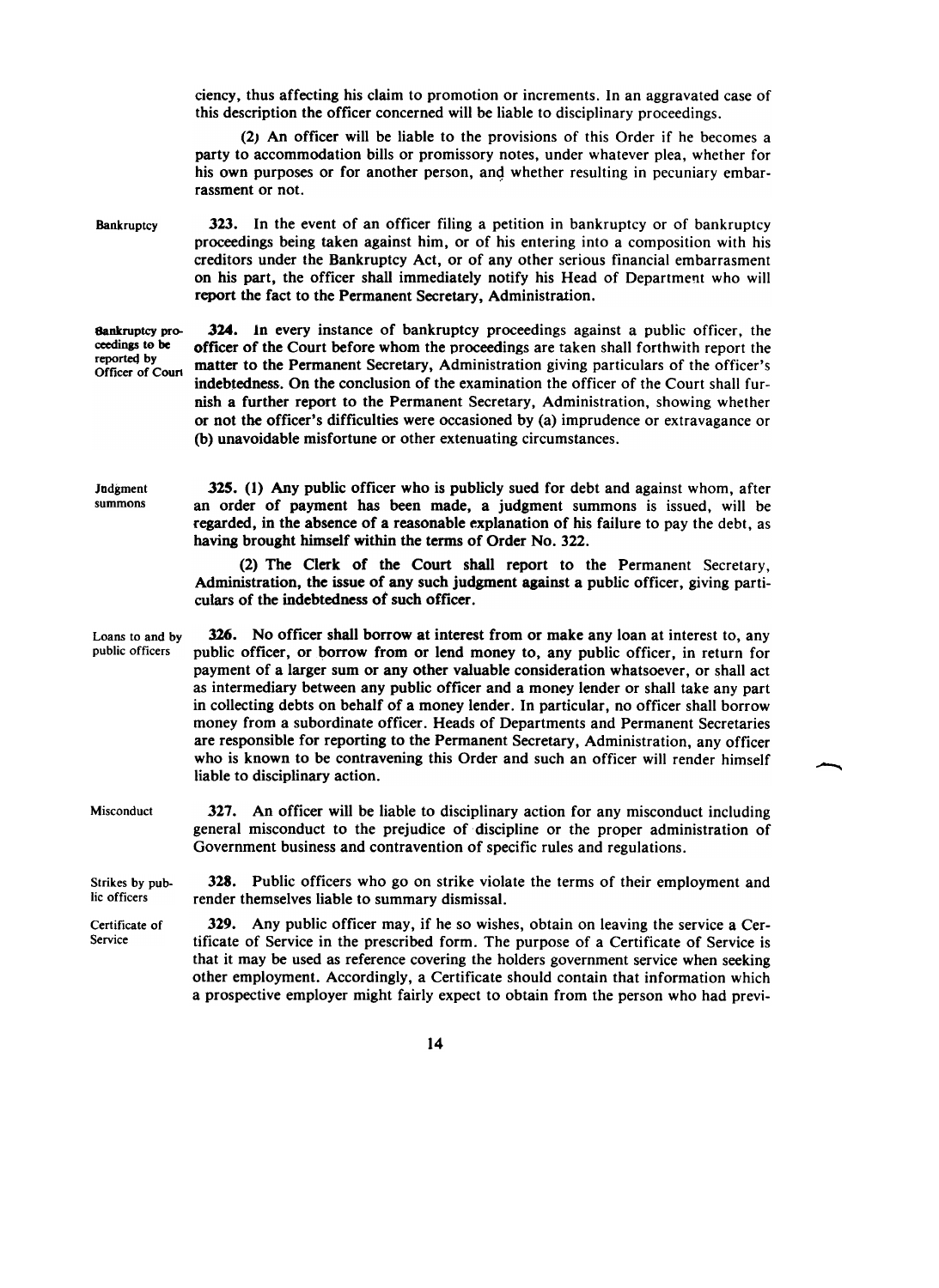ciency, thus affecting his claim to promotion or increments. In an aggravated case of this description the officer concerned will be liable to disciplinary proceedings.

(2) An officer will be liable to the provisions of this Order if he becomes a party to accommodation bills or promissory notes, under whatever plea, whether for his own purposes or for another person, and whether resulting in pecuniary embarrassment or not.

Bankruptcy

**323.** In the event of an officer filing a petition in bankruptcy or of bankruptcy proceedings being taken against him, or of his entering into a composition with his creditors under the Bankruptcy Act, or of any other serious financial embarrasment on his part, the officer shall immediately notify his Head of Department who will report the fact to the Permanent Secretary, Administration.

Bankruptcy proceedings to be reported by Officer of Court

**324.** In every instance of bankruptcy proceedings against a public officer, the officer of the Court before whom the proceedings are taken shall forthwith report the matter to the Permanent Secretary, Administration giving particulars of the officer's indebtedness. On the conclusion of the examination the officer of the Court shall furnish a further report to the Permanent Secretary, Administration, showing whether or not the officer's difficulties were occasioned by (a) imprudence or extravagance or (b) unavoidable misfortune or other extenuating circumstances.

Judgment summons

**325.** (1) Any public officer who is publicly sued for debt and against whom, after an order of payment has been made, a judgment summons is issued, will be regarded, in the absence of a reasonable explanation of his failure to pay the debt, as having brought himself within the terms of Order No. 322.

(2) The Clerk of the Court shall report to the Permanent Secretary, Administration, the issue of any such judgment against a public officer, giving particulars of the indebtedness of such officer.

Loans to and by public officers

**326.** No officer shall borrow at interest from or make any loan at interest to, any public officer, or borrow from or lend money to, any public officer, in return for payment of a larger sum or any other valuable consideration whatsoever, or shall act as intermediary between any public officer and a money lender or shall take any part in collecting debts on behalf of a money lender. In particular, no officer shall borrow money from a subordinate officer. Heads of Departments and Permanent Secretaries are responsible for reporting to the Permanent Secretary, Administration, any officer who is known to be contravening this Order and such an officer will render himself liable to disciplinary action.

Misconduct

**327.** An officer will be liable to disciplinary action for any misconduct including general misconduct to the prejudice of discipline or the proper administration of Government business and contravention of specific rules and regulations.

Strikes by public officers

**328.** Public officers who go on strike violate the terms of their employment and render themselves liable to summary dismissal.

Certificate of Service

**329.** Any public officer may, if he so wishes, obtain on leaving the service a Certificate of Service in the prescribed form. The purpose of a Certificate of Service is that it may be used as reference covering the holders government service when seeking other employment. Accordingly, a Certificate should contain that information which a prospective employer might fairly expect to obtain from the person who had previ-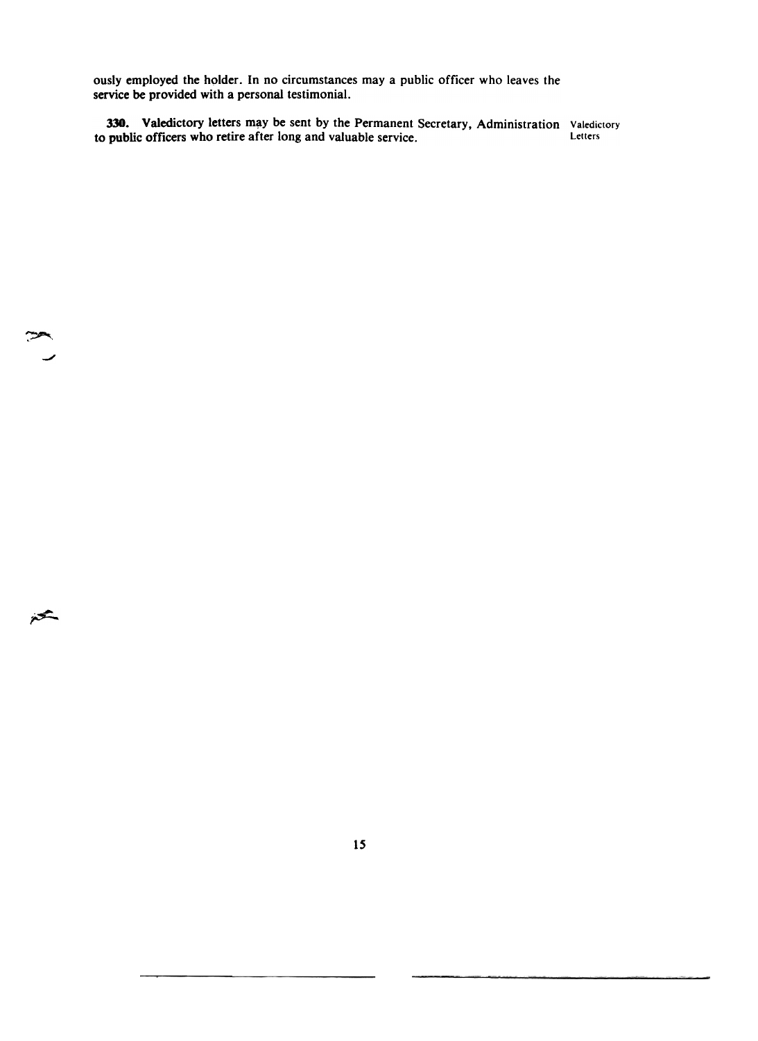ously employed the holder. In no circumstances may a public officer who leaves the service be provided with a personal testimonial.

**330.** Valedictory letters may be sent by the Permanent Secretary, Administration to public officers who retire after long and valuable service. *Valedictory Letters*